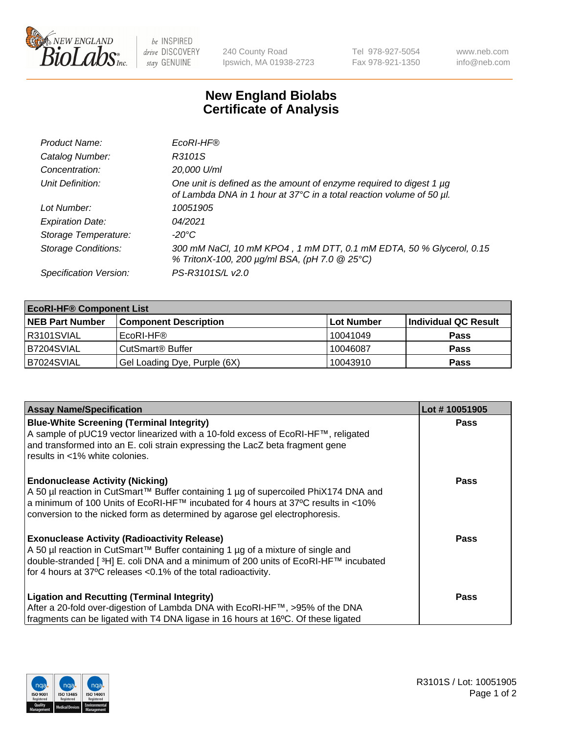240 County Road
Ipswich, MA 01938-2723

Tel 978-927-5054
Fax 978-921-1350

www.neb.com
info@neb.com

# New England Biolabs
# Certificate of Analysis

| | |
|---|---|
| *Product Name:* | *EcoRI-HF®* |
| *Catalog Number:* | *R3101S* |
| *Concentration:* | *20,000 U/ml* |
| *Unit Definition:* | *One unit is defined as the amount of enzyme required to digest 1 µg of Lambda DNA in 1 hour at 37°C in a total reaction volume of 50 µl.* |
| *Lot Number:* | *10051905* |
| *Expiration Date:* | *04/2021* |
| *Storage Temperature:* | *-20°C* |
| *Storage Conditions:* | *300 mM NaCl, 10 mM KPO4 , 1 mM DTT, 0.1 mM EDTA, 50 % Glycerol, 0.15 % TritonX-100, 200 µg/ml BSA, (pH 7.0 @ 25°C)* |
| *Specification Version:* | *PS-R3101S/L v2.0* |

| **EcoRI-HF® Component List** | | | |
|---|---|---|---|
| **NEB Part Number** | **Component Description** | **Lot Number** | **Individual QC Result** |
| R3101SVIAL | EcoRI-HF® | 10041049 | **Pass** |
| B7204SVIAL | CutSmart® Buffer | 10046087 | **Pass** |
| B7024SVIAL | Gel Loading Dye, Purple (6X) | 10043910 | **Pass** |

| **Assay Name/Specification** | **Lot # 10051905** |
|---|---|
| **Blue-White Screening (Terminal Integrity)**<br>A sample of pUC19 vector linearized with a 10-fold excess of EcoRI-HF™, religated and transformed into an E. coli strain expressing the LacZ beta fragment gene results in <1% white colonies. | **Pass** |
| **Endonuclease Activity (Nicking)**<br>A 50 µl reaction in CutSmart™ Buffer containing 1 µg of supercoiled PhiX174 DNA and a minimum of 100 Units of EcoRI-HF™ incubated for 4 hours at 37ºC results in <10% conversion to the nicked form as determined by agarose gel electrophoresis. | **Pass** |
| **Exonuclease Activity (Radioactivity Release)**<br>A 50 µl reaction in CutSmart™ Buffer containing 1 µg of a mixture of single and double-stranded [ $^3$H] E. coli DNA and a minimum of 200 units of EcoRI-HF™ incubated for 4 hours at 37ºC releases <0.1% of the total radioactivity. | **Pass** |
| **Ligation and Recutting (Terminal Integrity)**<br>After a 20-fold over-digestion of Lambda DNA with EcoRI-HF™, >95% of the DNA fragments can be ligated with T4 DNA ligase in 16 hours at 16ºC. Of these ligated | **Pass** |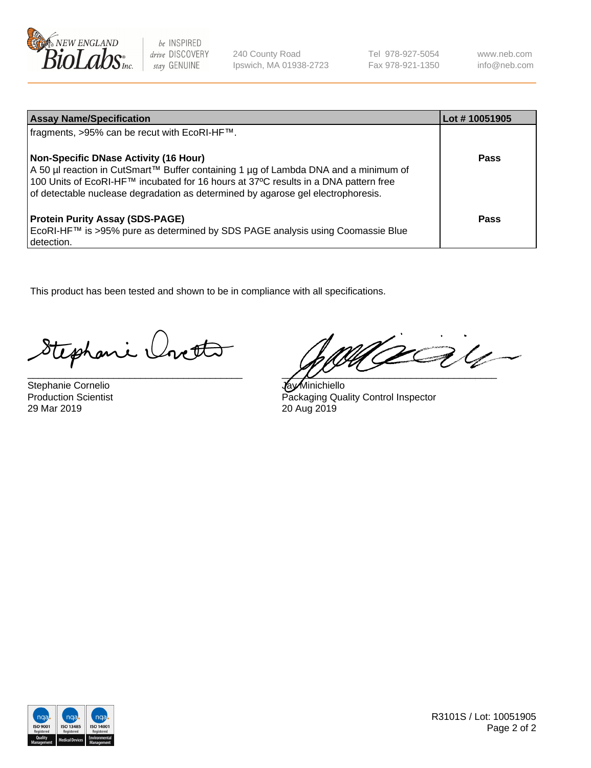| Assay Name/Specification | Lot # 10051905 |
| --- | --- |
| fragments, >95% can be recut with EcoRI-HF™. | |
| **Non-Specific DNase Activity (16 Hour)**<br>A 50 µl reaction in CutSmart™ Buffer containing 1 µg of Lambda DNA and a minimum of 100 Units of EcoRI-HF™ incubated for 16 hours at 37ºC results in a DNA pattern free of detectable nuclease degradation as determined by agarose gel electrophoresis. | **Pass** |
| **Protein Purity Assay (SDS-PAGE)**<br>EcoRI-HF™ is >95% pure as determined by SDS PAGE analysis using Coomassie Blue detection. | **Pass** |

This product has been tested and shown to be in compliance with all specifications.

Stephanie Cornelio
Production Scientist
29 Mar 2019

Jay Minichiello
Packaging Quality Control Inspector
20 Aug 2019

R3101S / Lot: 10051905